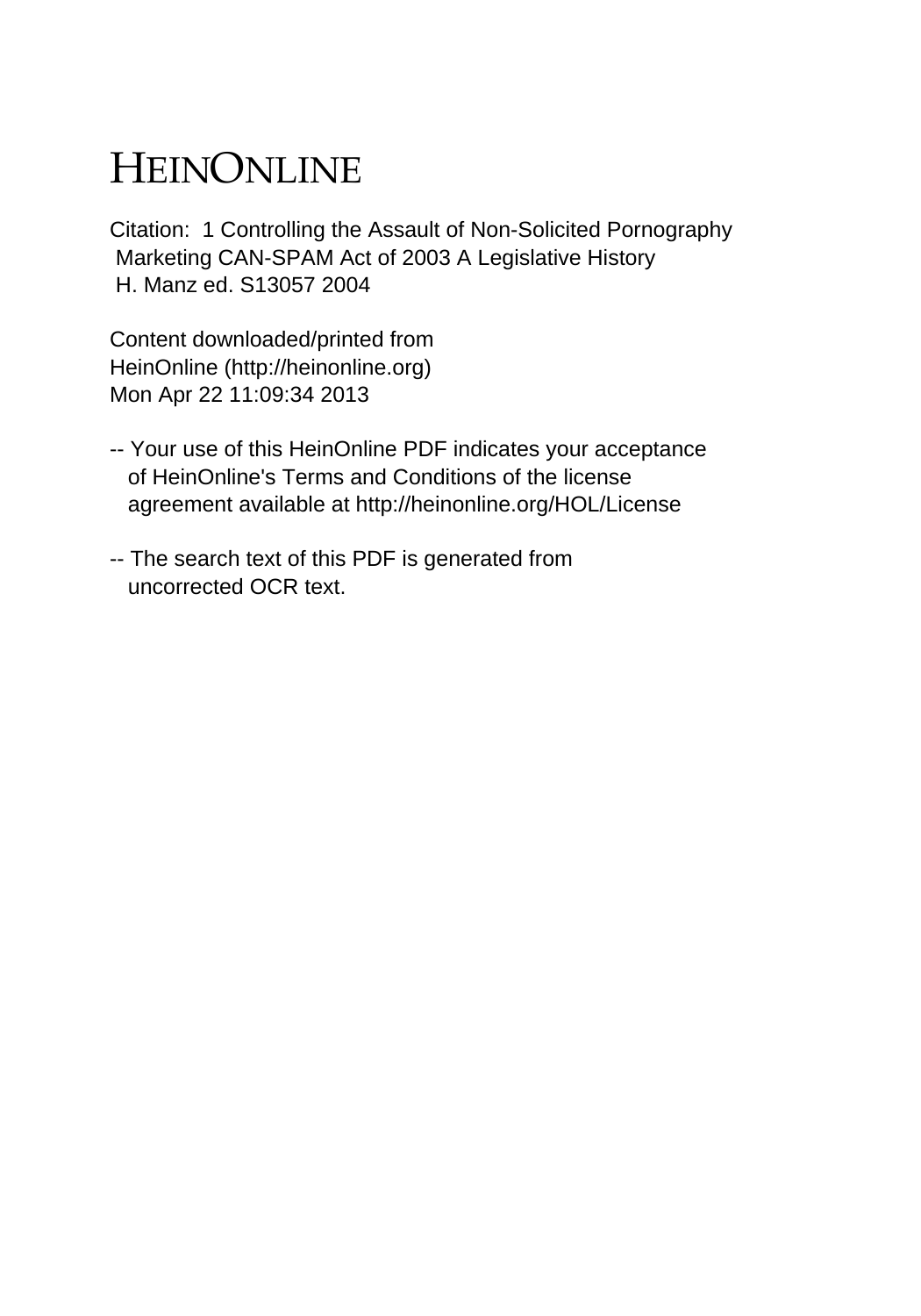# HEINONLINE

Citation: 1 Controlling the Assault of Non-Solicited Pornography Marketing CAN-SPAM Act of 2003 A Legislative History H. Manz ed. S13057 2004

Content downloaded/printed from HeinOnline (http://heinonline.org) Mon Apr 22 11:09:34 2013

-- Your use of this HeinOnline PDF indicates your acceptance of HeinOnline's Terms and Conditions of the license agreement available at http://heinonline.org/HOL/License

-- The search text of this PDF is generated from uncorrected OCR text.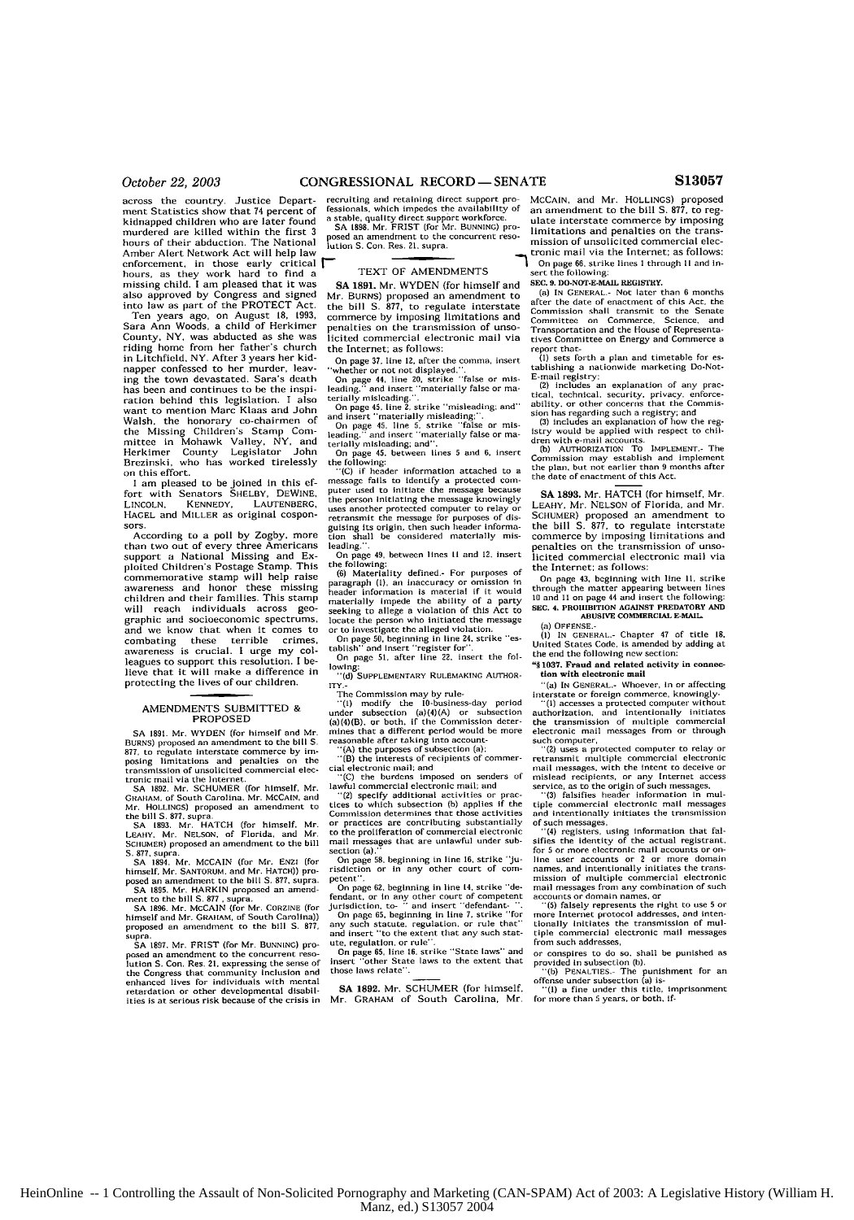across the country. Justice Department Statistics show that 74 percent of kidnapped children who are later found murdered are killed within the first 3 hours of their abduction. The National Amber Alert Network Act will help law enforcement, in those early critical hours, as they work hard to find a missing child. I am pleased that it was also approved by Congress and signed into law as part of the PROTECT Act.

Ten years ago, on August 18, 1993, Sara Ann Woods, a child of Herkimer County, NY, was abducted as she was riding home from her father's church in Litchfield, NY. After 3 years her kidnapper confessed to her murder, leaving the town devastated. Sara's death has been and continues to be the inspiration behind this legislation. I also want to mention Marc Klaas and John Walsh, the honorary co-chairmen of the Missing Children's Stamp Committee in Mohawk Valley, NY, and Herkimer County Legislator John Brezinski, who has worked tirelessly on this effort.

I am pleased to be joined in this effort with Senators SHELBY, DEWINE, LINCOLN, KENNEDY, LAUTENBERG, HAGEL and MILLER as original cosponsors.

According to a poll by Zogby, more than two out of every three Americans support a National Missing and Exploited Children's Postage Stamp. This commemorative stamp will help raise awareness and honor these missing children and their families. This stamp will reach individuals across geographic and socioeconomic spectrums, and we know that when it comes to combating these terrible crimes, awareness is crucial. I urge my colleagues to support this resolution. I believe that it will make a difference in protecting the lives of our children.

## AMENDMENTS SUBMITTED & PROPOSED

SA 1891. Mr. WYDEN (for himself and Mr. BURNS) proposed an amendment to the bill S. 877, to regulate interstate commerce by imposing limitations and penalties on the transmission of unsolicited commercial electronic mail via the Internet.

SA 1892. Mr. SCHUMER (for himself, Mr. GRAHAM, of South Carolina, Mr. MCCAIN, and Mr. HOLLINGS) proposed an amendment to the bill S. 877, supra.

SA 1893. Mr. HATCH (for himself, Mr. LEAHY, Mr. NELSON, of Florida, and Mr. SCHUMER) proposed an amendment to the bill S. 877, supra.

SA 1894. Mr. MCCAIN (for Mr. ENZI (for himself, Mr. SANTORUM, and Mr. HATCH)) proposed an amendment to the bill S. 877, supra.

SA 1895. Mr. HARKIN proposed an amendment to the bill S. 877, supra.

SA 1896. Mr. MCCAIN (for Mr. CORZINE (for himself and Mr. GRAHAM, of South Carolina)) proposed an amendment to the bill S. 877, supra.

SA 1897. Mr. FRIST (for Mr. BUNNING) proposed an amendment to the concurrent resolution S. Con. Res. 21, expressing the sense of the Congress that community inclusion and enhanced lives for individuals with mental retardation or other developmental disabilities is at serious risk because of the crisis in recruiting and retaining direct support professionals, which impedes the availability of a stable, quality direct support workforce.

SA 1898. Mr. FRIST (for Mr. BUNNING) proposed an amendment to the concurrent resolution S. Con. Res. 21, supra.

## TEXT OF AMENDMENTS

**SA 1891.** Mr. WYDEN (for himself and Mr. BURNS) proposed an amendment to the bill S. 877, to regulate interstate commerce by imposing limitations and penalties on the transmission of unsolicited commercial electronic mail via the Internet; as follows:

On page 37, line 12, after the comma, insert "whether or not not displayed,".

On page 44, line 20, strike "false or misleading," and insert "materially false or materially misleading,".

On page 45, line 2, strike "misleading; and" and insert "materially misleading;".

On page 45, line 5, strike "false or misleading," and insert "materially false or materially misleading; and".

On page 45, between lines 5 and 6, insert the following:

"(C) if header information attached to a message fails to identify a protected computer used to initiate the message because the person initiating the message knowingly uses another protected computer to relay or retransmit the message for purposes of disguising its origin, then such header information shall be considered materially misleading.".

On page 49, between lines 11 and 12, insert the following:

(6) Materiality defined.- For purposes of paragraph (1), an inaccuracy or omission in header information is material if it would materially impede the ability of a party seeking to allege a violation of this Act to locate the person who initiated the message or to investigate the alleged violation.

On page 50, beginning in line 24, strike "establish" and insert "register for".

On page 51, after line 22, insert the following:

"(d) SUPPLEMENTARY RULEMAKING AUTHORITY.-

The Commission may by rule-

"(1) modify the 10-business-day period under subsection (a)(4)(A) or subsection (a)(4)(B), or both, if the Commission determines that a different period would be more reasonable after taking into account-

"(A) the purposes of subsection (a);

"(B) the interests of recipients of commercial electronic mail; and

"(C) the burdens imposed on senders of lawful commercial electronic mail; and

"(2) specify additional activities or practices to which subsection (b) applies if the Commission determines that those activities or practices are contributing substantially to the proliferation of commercial electronic mail messages that are unlawful under subsection (a).".

On page 58, beginning in line 16, strike "jurisdiction or in any other court of competent".

On page 62, beginning in line 14, strike "defendant, or in any other court of competent jurisdiction, to-" and insert "defendant- ".

On page 65, beginning in line 7, strike "for any such statute, regulation, or rule that" and insert "to the extent that any such statute, regulation, or rule".

On page 65, line 16, strike "State laws" and insert "other State laws to the extent that those laws relate".

**SA 1892.** Mr. SCHUMER (for himself, Mr. GRAHAM of South Carolina, Mr. MCCAIN, and Mr. HOLLINGS) proposed an amendment to the bill S. 877, to regulate interstate commerce by imposing limitations and penalties on the transmission of unsolicited commercial electronic mail via the Internet; as follows:

On page 66, strike lines 1 through 11 and insert the following:

**SEC. 9. DO-NOT-E-MAIL REGISTRY.**

(a) IN GENERAL.- Not later than 6 months after the date of enactment of this Act, the Commission shall transmit to the Senate Committee on Commerce, Science, and Transportation and the House of Representatives Committee on Energy and Commerce a report that-

(1) sets forth a plan and timetable for establishing a nationwide marketing Do-Not-E-mail registry;

(2) includes an explanation of any practical, technical, security, privacy, enforceability, or other concerns that the Commission has regarding such a registry; and

(3) includes an explanation of how the registry would be applied with respect to children with e-mail accounts.

(b) AUTHORIZATION TO IMPLEMENT.- The Commission may establish and implement the plan, but not earlier than 9 months after the date of enactment of this Act.

**SA 1893.** Mr. HATCH (for himself, Mr. LEAHY, Mr. NELSON of Florida, and Mr. SCHUMER) proposed an amendment to the bill S. 877, to regulate interstate commerce by imposing limitations and penalties on the transmission of unsolicited commercial electronic mail via the Internet; as follows:

On page 43, beginning with line 11, strike through the matter appearing between lines 10 and 11 on page 44 and insert the following:

**SEC. 4. PROHIBITION AGAINST PREDATORY AND ABUSIVE COMMERCIAL E-MAIL.**

(a) OFFENSE.-

(1) IN GENERAL.- Chapter 47 of title 18, United States Code, is amended by adding at the end the following new section:

**"§1037. Fraud and related activity in connection with electronic mail**

"(a) IN GENERAL.- Whoever, in or affecting interstate or foreign commerce, knowingly-

"(1) accesses a protected computer without authorization, and intentionally initiates the transmission of multiple commercial electronic mail messages from or through such computer,

"(2) uses a protected computer to relay or retransmit multiple commercial electronic mail messages, with the intent to deceive or mislead recipients, or any Internet access service, as to the origin of such messages,

"(3) falsifies header information in multiple commercial electronic mail messages and intentionally initiates the transmission of such messages,

"(4) registers, using information that falsifies the identity of the actual registrant, for 5 or more electronic mail accounts or online user accounts or 2 or more domain names, and intentionally initiates the transmission of multiple commercial electronic mail messages from any combination of such accounts or domain names, or

"(5) falsely represents the right to use 5 or more Internet protocol addresses, and intentionally initiates the transmission of multiple commercial electronic mail messages from such addresses,

or conspires to do so, shall be punished as provided in subsection (b).

"(b) PENALTIES.- The punishment for an offense under subsection (a) is-

"(1) a fine under this title, imprisonment for more than 5 years, or both, if-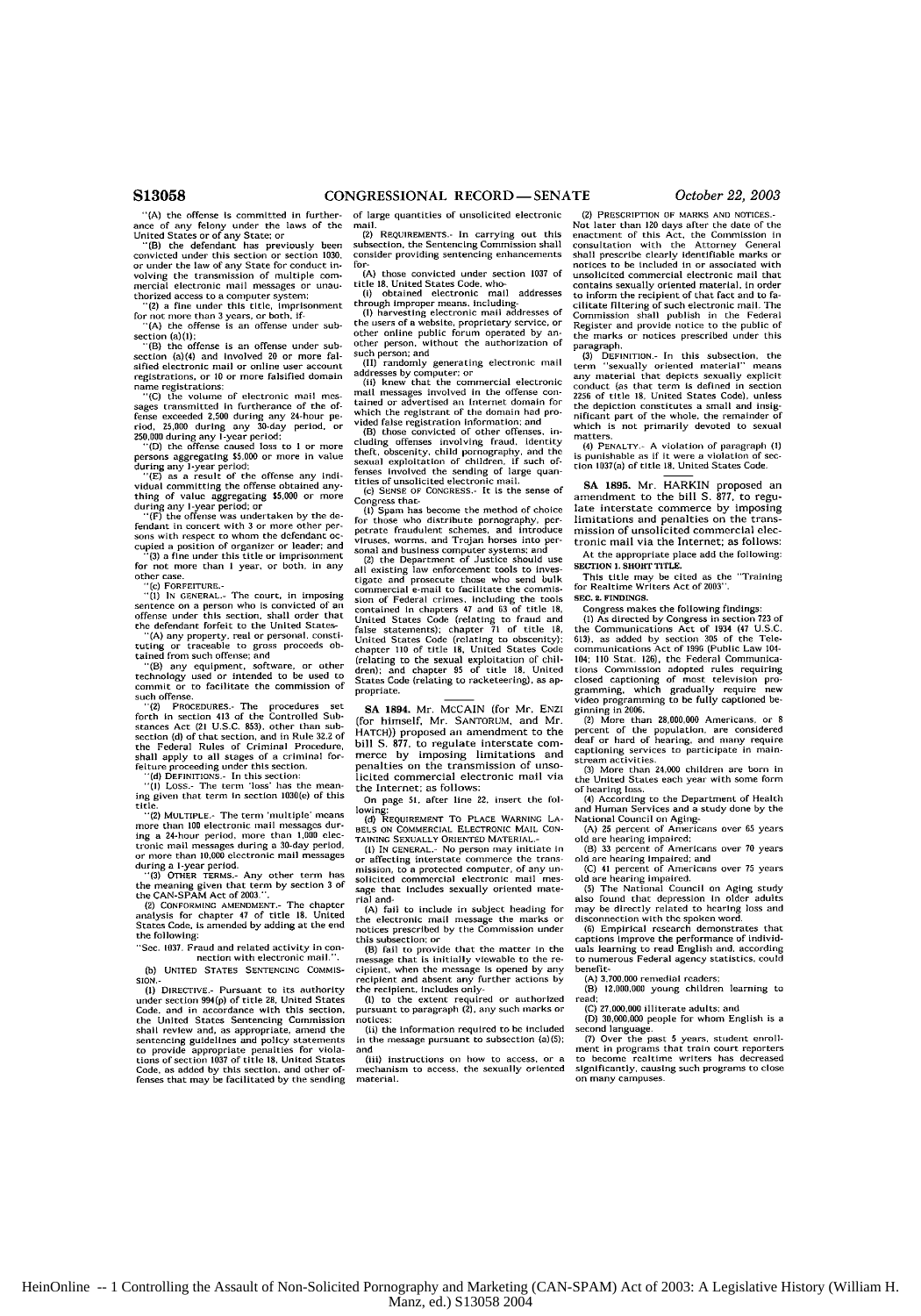"(A) the offense is committed in furtherance of any felony under the laws of the United States or of any State; or

"(B) the defendant has previously been convicted under this section or section 1030, or under the law of any State for conduct involving the transmission of multiple commercial electronic mail messages or unauthorized access to a computer system;

"(2) a fine under this title, imprisonment for not more than 3 years, or both, if-

"(A) the offense is an offense under subsection (a)(1);

"(B) the offense is an offense under subsection (a)(4) and involved 20 or more falsified electronic mail or online user account registrations, or 10 or more falsified domain name registrations;

"(C) the volume of electronic mail messages transmitted in furtherance of the offense exceeded 2,500 during any 24-hour period, 25,000 during any 30-day period, or 250,000 during any 1-year period;

"(D) the offense caused loss to 1 or more persons aggregating $5,000 or more in value during any 1-year period;

"(E) as a result of the offense any individual committing the offense obtained anything of value aggregating $5,000 or more during any 1-year period; or

"(F) the offense was undertaken by the defendant in concert with 3 or more other persons with respect to whom the defendant occupied a position of organizer or leader; and

"(3) a fine under this title or imprisonment for not more than 1 year, or both, in any other case.

"(c) FORFEITURE.-

"(1) IN GENERAL.- The court, in imposing sentence on a person who is convicted of an offense under this section, shall order that the defendant forfeit to the United States-

"(A) any property, real or personal, constituting or traceable to gross proceeds obtained from such offense; and

"(B) any equipment, software, or other technology used or intended to be used to commit or to facilitate the commission of such offense.

"(2) PROCEDURES.- The procedures set forth in section 413 of the Controlled Substances Act (21 U.S.C. 853), other than subsection (d) of that section, and in Rule 32.2 of the Federal Rules of Criminal Procedure, shall apply to all stages of a criminal forfeiture proceeding under this section.

"(d) DEFINITIONS.- In this section:

"(1) LOSS.- The term 'loss' has the meaning given that term in section 1030(e) of this title.

"(2) MULTIPLE.- The term 'multiple' means more than 100 electronic mail messages during a 24-hour period, more than 1,000 electronic mail messages during a 30-day period, or more than 10,000 electronic mail messages during a 1-year period.

"(3) OTHER TERMS.- Any other term has the meaning given that term by section 3 of the CAN-SPAM Act of 2003.".

(2) CONFORMING AMENDMENT.- The chapter analysis for chapter 47 of title 18, United States Code, is amended by adding at the end the following:

"Sec. 1037. Fraud and related activity in connection with electronic mail.".

(b) UNITED STATES SENTENCING COMMISSION.-

(1) DIRECTIVE.- Pursuant to its authority under section 994(p) of title 28, United States Code, and in accordance with this section, the United States Sentencing Commission shall review and, as appropriate, amend the sentencing guidelines and policy statements to provide appropriate penalties for violations of section 1037 of title 18, United States Code, as added by this section, and other offenses that may be facilitated by the sending of large quantities of unsolicited electronic mail.

(2) REQUIREMENTS.- In carrying out this subsection, the Sentencing Commission shall consider providing sentencing enhancements for-

(A) those convicted under section 1037 of title 18, United States Code, who-

(i) obtained electronic mail addresses through improper means, including-

(I) harvesting electronic mail addresses of the users of a website, proprietary service, or other online public forum operated by another person, without the authorization of such person; and

(II) randomly generating electronic mail addresses by computer; or

(ii) knew that the commercial electronic mail messages involved in the offense contained or advertised an Internet domain for which the registrant of the domain had provided false registration information; and

(B) those convicted of other offenses, including offenses involving fraud, identity theft, obscenity, child pornography, and the sexual exploitation of children, if such offenses involved the sending of large quantities of unsolicited electronic mail.

(c) SENSE OF CONGRESS.- It is the sense of Congress that-

(1) Spam has become the method of choice for those who distribute pornography, perpetrate fraudulent schemes, and introduce viruses, worms, and Trojan horses into personal and business computer systems; and

(2) the Department of Justice should use all existing law enforcement tools to investigate and prosecute those who send bulk commercial e-mail to facilitate the commission of Federal crimes, including the tools contained in chapters 47 and 63 of title 18, United States Code (relating to fraud and false statements); chapter 71 of title 18, United States Code (relating to obscenity); chapter 110 of title 18, United States Code (relating to the sexual exploitation of children); and chapter 95 of title 18, United States Code (relating to racketeering), as appropriate.

---

**SA 1894.** Mr. MCCAIN (for Mr. ENZI (for himself, Mr. SANTORUM, and Mr. HATCH)) proposed an amendment to the bill S. 877, to regulate interstate commerce by imposing limitations and penalties on the transmission of unsolicited commercial electronic mail via the Internet; as follows:

On page 51, after line 22, insert the following:

(d) REQUIREMENT TO PLACE WARNING LABELS ON COMMERCIAL ELECTRONIC MAIL CONTAINING SEXUALLY ORIENTED MATERIAL.-

(1) IN GENERAL.- No person may initiate in or affecting interstate commerce the transmission, to a protected computer, of any unsolicited commercial electronic mail message that includes sexually oriented material and-

(A) fail to include in subject heading for the electronic mail message the marks or notices prescribed by the Commission under this subsection; or

(B) fail to provide that the matter in the message that is initially viewable to the recipient, when the message is opened by any recipient and absent any further actions by the recipient, includes only-

(i) to the extent required or authorized pursuant to paragraph (2), any such marks or notices;

(ii) the information required to be included in the message pursuant to subsection (a)(5); and

(iii) instructions on how to access, or a mechanism to access, the sexually oriented material.

(2) PRESCRIPTION OF MARKS AND NOTICES.- Not later than 120 days after the date of the enactment of this Act, the Commission in consultation with the Attorney General shall prescribe clearly identifiable marks or notices to be included in or associated with unsolicited commercial electronic mail that contains sexually oriented material, in order to inform the recipient of that fact and to facilitate filtering of such electronic mail. The Commission shall publish in the Federal Register and provide notice to the public of the marks or notices prescribed under this paragraph.

(3) DEFINITION.- In this subsection, the term "sexually oriented material" means any material that depicts sexually explicit conduct (as that term is defined in section 2256 of title 18, United States Code), unless the depiction constitutes a small and insignificant part of the whole, the remainder of which is not primarily devoted to sexual matters.

(4) PENALTY.- A violation of paragraph (1) is punishable as if it were a violation of section 1037(a) of title 18, United States Code.

---

**SA 1895.** Mr. HARKIN proposed an amendment to the bill S. 877, to regulate interstate commerce by imposing limitations and penalties on the transmission of unsolicited commercial electronic mail via the Internet; as follows:

At the appropriate place add the following:

**SECTION 1. SHORT TITLE.**

This title may be cited as the "Training for Realtime Writers Act of 2003".

**SEC. 2. FINDINGS.**

Congress makes the following findings:

(1) As directed by Congress in section 723 of the Communications Act of 1934 (47 U.S.C. 613), as added by section 305 of the Telecommunications Act of 1996 (Public Law 104-104; 110 Stat. 126), the Federal Communications Commission adopted rules requiring closed captioning of most television programming, which gradually require new video programming to be fully captioned beginning in 2006.

(2) More than 28,000,000 Americans, or 8 percent of the population, are considered deaf or hard of hearing, and many require captioning services to participate in mainstream activities.

(3) More than 24,000 children are born in the United States each year with some form of hearing loss.

(4) According to the Department of Health and Human Services and a study done by the National Council on Aging-

(A) 25 percent of Americans over 65 years old are hearing impaired;

(B) 33 percent of Americans over 70 years old are hearing impaired; and

(C) 41 percent of Americans over 75 years old are hearing impaired.

(5) The National Council on Aging study also found that depression in older adults may be directly related to hearing loss and disconnection with the spoken word.

(6) Empirical research demonstrates that captions improve the performance of individuals learning to read English and, according to numerous Federal agency statistics, could benefit-

(A) 3,700,000 remedial readers;

(B) 12,000,000 young children learning to read;

(C) 27,000,000 illiterate adults; and

(D) 30,000,000 people for whom English is a second language.

(7) Over the past 5 years, student enrollment in programs that train court reporters to become realtime writers has decreased significantly, causing such programs to close on many campuses.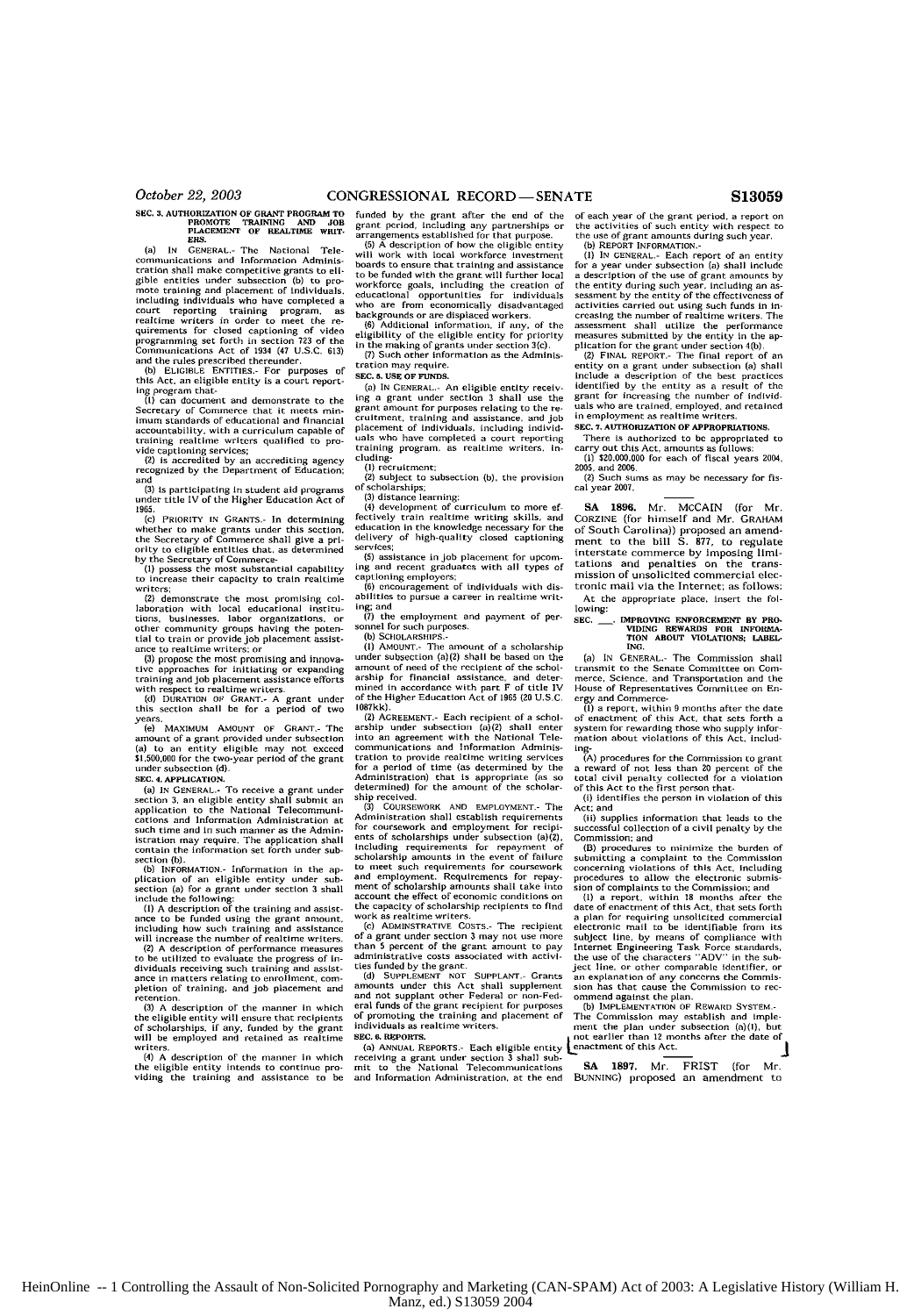SEC. 3. AUTHORIZATION OF GRANT PROGRAM TO PROMOTE TRAINING AND JOB PLACEMENT OF REALTIME WRITERS.

(a) IN GENERAL.- The National Telecommunications and Information Administration shall make competitive grants to eligible entities under subsection (b) to promote training and placement of individuals, including individuals who have completed a court reporting training program, as realtime writers in order to meet the requirements for closed captioning of video programming set forth in section 723 of the Communications Act of 1934 (47 U.S.C. 613) and the rules prescribed thereunder.

(b) ELIGIBLE ENTITIES.- For purposes of this Act, an eligible entity is a court reporting program that-

(1) can document and demonstrate to the Secretary of Commerce that it meets minimum standards of educational and financial accountability, with a curriculum capable of training realtime writers qualified to provide captioning services;

(2) is accredited by an accrediting agency recognized by the Department of Education; and

(3) is participating in student aid programs under title IV of the Higher Education Act of 1965.

(c) PRIORITY IN GRANTS.- In determining whether to make grants under this section, the Secretary of Commerce shall give a priority to eligible entities that, as determined by the Secretary of Commerce-

(1) possess the most substantial capability to increase their capacity to train realtime writers;

(2) demonstrate the most promising collaboration with local educational institutions, businesses, labor organizations, or other community groups having the potential to train or provide job placement assistance to realtime writers; or

(3) propose the most promising and innovative approaches for initiating or expanding training and job placement assistance efforts with respect to realtime writers.

(d) DURATION OF GRANT.- A grant under this section shall be for a period of two years.

(e) MAXIMUM AMOUNT OF GRANT.- The amount of a grant provided under subsection (a) to an entity eligible may not exceed $1,500,000 for the two-year period of the grant under subsection (d).

SEC. 4. APPLICATION.

(a) IN GENERAL.- To receive a grant under section 3, an eligible entity shall submit an application to the National Telecommunications and Information Administration at such time and in such manner as the Administration may require. The application shall contain the information set forth under subsection (b).

(b) INFORMATION.- Information in the application of an eligible entity under subsection (a) for a grant under section 3 shall include the following:

(1) A description of the training and assistance to be funded using the grant amount, including how such training and assistance will increase the number of realtime writers.

(2) A description of performance measures to be utilized to evaluate the progress of individuals receiving such training and assistance in matters relating to enrollment, completion of training, and job placement and retention.

(3) A description of the manner in which the eligible entity will ensure that recipients of scholarships, if any, funded by the grant will be employed and retained as realtime writers.

(4) A description of the manner in which the eligible entity intends to continue providing the training and assistance to be funded by the grant after the end of the grant period, including any partnerships or arrangements established for that purpose.

(5) A description of how the eligible entity will work with local workforce investment boards to ensure that training and assistance to be funded with the grant will further local workforce goals, including the creation of educational opportunities for individuals who are from economically disadvantaged backgrounds or are displaced workers.

(6) Additional information, if any, of the eligibility of the eligible entity for priority in the making of grants under section 3(c).

(7) Such other information as the Administration may require.

SEC. 5. USE OF FUNDS.

(a) IN GENERAL.- An eligible entity receiving a grant under section 3 shall use the grant amount for purposes relating to the recruitment, training and assistance, and job placement of individuals, including individuals who have completed a court reporting training program, as realtime writers, including-

(1) recruitment;

(2) subject to subsection (b), the provision of scholarships;

(3) distance learning;

(4) development of curriculum to more effectively train realtime writing skills, and education in the knowledge necessary for the delivery of high-quality closed captioning services;

(5) assistance in job placement for upcoming and recent graduates with all types of captioning employers;

(6) encouragement of individuals with disabilities to pursue a career in realtime writing; and

(7) the employment and payment of personnel for such purposes.

(b) SCHOLARSHIPS.-

(1) AMOUNT.- The amount of a scholarship under subsection (a)(2) shall be based on the amount of need of the recipient of the scholarship for financial assistance, as determined in accordance with part F of title IV of the Higher Education Act of 1965 (20 U.S.C. 1087kk).

(2) AGREEMENT.- Each recipient of a scholarship under subsection (a)(2) shall enter into an agreement with the National Telecommunications and Information Administration to provide realtime writing services for a period of time (as determined by the Administration) that is appropriate (as so determined) for the amount of the scholarship received.

(3) COURSEWORK AND EMPLOYMENT.- The Administration shall establish requirements for coursework and employment for recipients of scholarships under subsection (a)(2), including requirements for repayment of scholarship amounts in the event of failure to meet such requirements for coursework and employment. Requirements for repayment of scholarship amounts shall take into account the effect of economic conditions on the capacity of scholarship recipients to find work as realtime writers.

(c) ADMINISTRATIVE COSTS.- The recipient of a grant under section 3 may not use more than 5 percent of the grant amount to pay administrative costs associated with activities funded by the grant.

(d) SUPPLEMENT NOT SUPPLANT.- Grants amounts under this Act shall supplement and not supplant other Federal or non-Federal funds of the grant recipient for purposes of promoting the training and placement of individuals as realtime writers.

SEC. 6. REPORTS.

(a) ANNUAL REPORTS.- Each eligible entity receiving a grant under section 3 shall submit to the National Telecommunications and Information Administration, at the end of each year of the grant period, a report on the activities of such entity with respect to the use of grant amounts during such year.

(b) REPORT INFORMATION.-

(1) IN GENERAL.- Each report of an entity for a year under subsection (a) shall include a description of the use of grant amounts by the entity during such year, including an assessment by the entity of the effectiveness of activities carried out using such funds in increasing the number of realtime writers. The assessment shall utilize the performance measures submitted by the entity in the application for the grant under section 4(b).

(2) FINAL REPORT.- The final report of an entity on a grant under subsection (a) shall include a description of the best practices identified by the entity as a result of the grant for increasing the number of individuals who are trained, employed, and retained in employment as realtime writers.

SEC. 7. AUTHORIZATION OF APPROPRIATIONS.

There is authorized to be appropriated to carry out this Act, amounts as follows:

(1) $20,000,000 for each of fiscal years 2004, 2005, and 2006.

(2) Such sums as may be necessary for fiscal year 2007.

---

**SA 1896.** Mr. MCCAIN (for Mr. CORZINE (for himself and Mr. GRAHAM of South Carolina)) proposed an amendment to the bill S. 877, to regulate interstate commerce by imposing limitations and penalties on the transmission of unsolicited commercial electronic mail via the Internet; as follows:

At the appropriate place, insert the following:

SEC. \_\_\_. IMPROVING ENFORCEMENT BY PROVIDING REWARDS FOR INFORMATION ABOUT VIOLATIONS; LABELING.

(a) IN GENERAL.- The Commission shall transmit to the Senate Committee on Commerce, Science, and Transportation and the House of Representatives Committee on Energy and Commerce-

(1) a report, within 9 months after the date of enactment of this Act, that sets forth a system for rewarding those who supply information about violations of this Act, including-

(A) procedures for the Commission to grant a reward of not less than 20 percent of the total civil penalty collected for a violation of this Act to the first person that-

(i) identifies the person in violation of this Act; and

(ii) supplies information that leads to the successful collection of a civil penalty by the Commission; and

(B) procedures to minimize the burden of submitting a complaint to the Commission concerning violations of this Act, including procedures to allow the electronic submission of complaints to the Commission; and

(2) a report, within 18 months after the date of enactment of this Act, that sets forth a plan for requiring unsolicited commercial electronic mail to be identifiable from its subject line, by means of compliance with Internet Engineering Task Force standards, the use of the characters "ADV" in the subject line, or other comparable identifier, or an explanation of any concerns the Commission has that cause the Commission to recommend against the plan.

(b) IMPLEMENTATION OF REWARD SYSTEM.- The Commission may establish and implement the plan under subsection (a)(1), but not earlier than 12 months after the date of enactment of this Act.

---

**SA 1897.** Mr. FRIST (for Mr. BUNNING) proposed an amendment to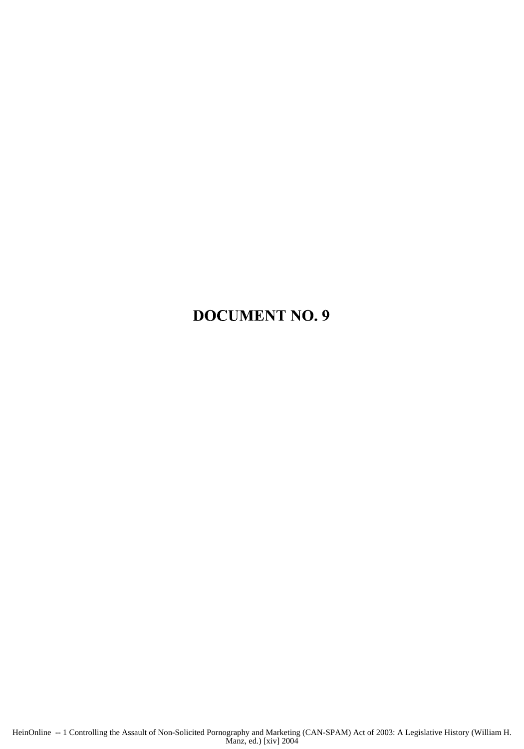# DOCUMENT NO. 9